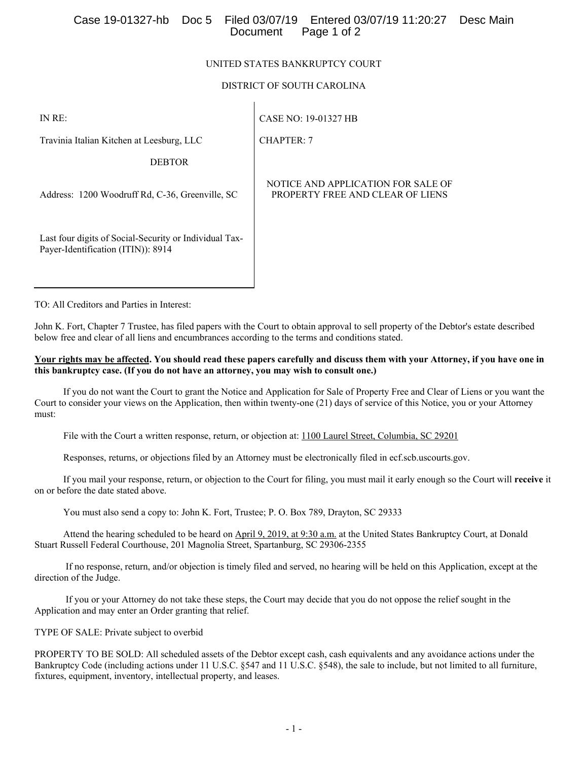UNITED STATES BANKRUPTCY COURT

DISTRICT OF SOUTH CAROLINA

| IN RE: | CASE NO: 19-01327 HB |
|---|---|
| Travinia Italian Kitchen at Leesburg, LLC | CHAPTER: 7 |
| DEBTOR | |
| Address: 1200 Woodruff Rd, C-36, Greenville, SC | NOTICE AND APPLICATION FOR SALE OF PROPERTY FREE AND CLEAR OF LIENS |
| Last four digits of Social-Security or Individual Tax-Payer-Identification (ITIN)): 8914 | |

TO: All Creditors and Parties in Interest:

John K. Fort, Chapter 7 Trustee, has filed papers with the Court to obtain approval to sell property of the Debtor's estate described below free and clear of all liens and encumbrances according to the terms and conditions stated.

**Your rights may be affected. You should read these papers carefully and discuss them with your Attorney, if you have one in this bankruptcy case. (If you do not have an attorney, you may wish to consult one.)**

If you do not want the Court to grant the Notice and Application for Sale of Property Free and Clear of Liens or you want the Court to consider your views on the Application, then within twenty-one (21) days of service of this Notice, you or your Attorney must:

File with the Court a written response, return, or objection at: 1100 Laurel Street, Columbia, SC 29201

Responses, returns, or objections filed by an Attorney must be electronically filed in ecf.scb.uscourts.gov.

If you mail your response, return, or objection to the Court for filing, you must mail it early enough so the Court will **receive** it on or before the date stated above.

You must also send a copy to: John K. Fort, Trustee; P. O. Box 789, Drayton, SC 29333

Attend the hearing scheduled to be heard on April 9, 2019, at 9:30 a.m. at the United States Bankruptcy Court, at Donald Stuart Russell Federal Courthouse, 201 Magnolia Street, Spartanburg, SC 29306-2355

If no response, return, and/or objection is timely filed and served, no hearing will be held on this Application, except at the direction of the Judge.

If you or your Attorney do not take these steps, the Court may decide that you do not oppose the relief sought in the Application and may enter an Order granting that relief.

TYPE OF SALE: Private subject to overbid

PROPERTY TO BE SOLD: All scheduled assets of the Debtor except cash, cash equivalents and any avoidance actions under the Bankruptcy Code (including actions under 11 U.S.C. §547 and 11 U.S.C. §548), the sale to include, but not limited to all furniture, fixtures, equipment, inventory, intellectual property, and leases.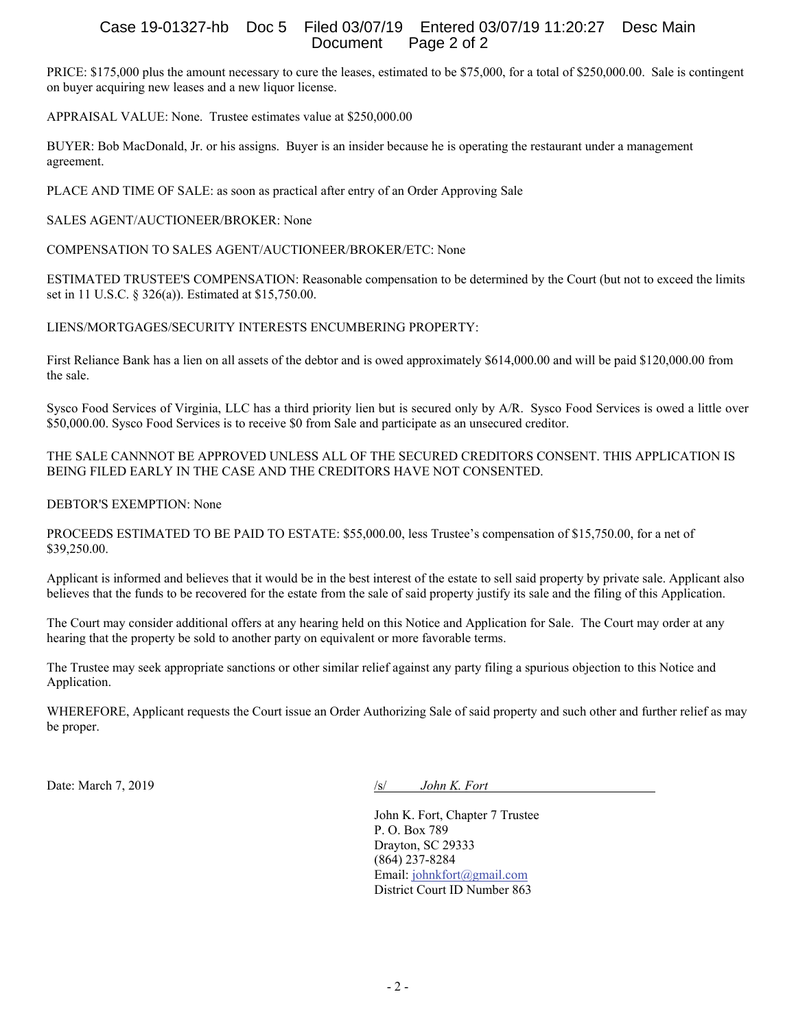PRICE: $175,000 plus the amount necessary to cure the leases, estimated to be $75,000, for a total of $250,000.00. Sale is contingent on buyer acquiring new leases and a new liquor license.

APPRAISAL VALUE: None. Trustee estimates value at $250,000.00

BUYER: Bob MacDonald, Jr. or his assigns. Buyer is an insider because he is operating the restaurant under a management agreement.

PLACE AND TIME OF SALE: as soon as practical after entry of an Order Approving Sale

SALES AGENT/AUCTIONEER/BROKER: None

COMPENSATION TO SALES AGENT/AUCTIONEER/BROKER/ETC: None

ESTIMATED TRUSTEE'S COMPENSATION: Reasonable compensation to be determined by the Court (but not to exceed the limits set in 11 U.S.C. § 326(a)). Estimated at $15,750.00.

LIENS/MORTGAGES/SECURITY INTERESTS ENCUMBERING PROPERTY:

First Reliance Bank has a lien on all assets of the debtor and is owed approximately $614,000.00 and will be paid $120,000.00 from the sale.

Sysco Food Services of Virginia, LLC has a third priority lien but is secured only by A/R. Sysco Food Services is owed a little over $50,000.00. Sysco Food Services is to receive $0 from Sale and participate as an unsecured creditor.

THE SALE CANNNOT BE APPROVED UNLESS ALL OF THE SECURED CREDITORS CONSENT. THIS APPLICATION IS BEING FILED EARLY IN THE CASE AND THE CREDITORS HAVE NOT CONSENTED.

DEBTOR'S EXEMPTION: None

PROCEEDS ESTIMATED TO BE PAID TO ESTATE: $55,000.00, less Trustee's compensation of $15,750.00, for a net of $39,250.00.

Applicant is informed and believes that it would be in the best interest of the estate to sell said property by private sale. Applicant also believes that the funds to be recovered for the estate from the sale of said property justify its sale and the filing of this Application.

The Court may consider additional offers at any hearing held on this Notice and Application for Sale. The Court may order at any hearing that the property be sold to another party on equivalent or more favorable terms.

The Trustee may seek appropriate sanctions or other similar relief against any party filing a spurious objection to this Notice and Application.

WHEREFORE, Applicant requests the Court issue an Order Authorizing Sale of said property and such other and further relief as may be proper.

Date: March 7, 2019

/s/ *John K. Fort*

John K. Fort, Chapter 7 Trustee
P. O. Box 789
Drayton, SC 29333
(864) 237-8284
Email: johnkfort@gmail.com
District Court ID Number 863